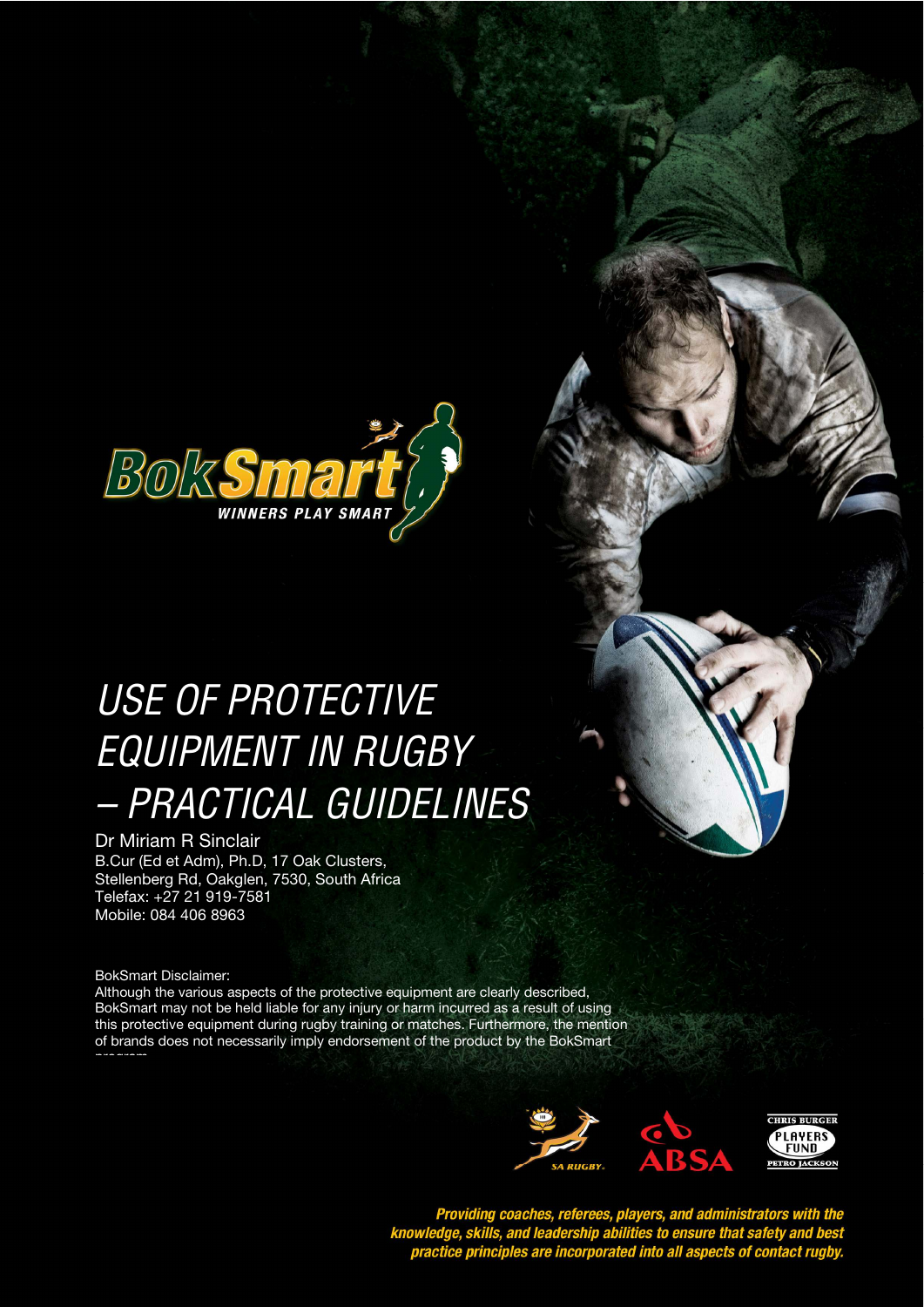BokSmart

WINNERS PLAY SMART

# USE OF PROTECTIVE EQUIPMENT IN RUGBY – PRACTICAL GUIDELINES

Dr Miriam R Sinclair
B.Cur (Ed et Adm), Ph.D, 17 Oak Clusters,
Stellenberg Rd, Oakglen, 7530, South Africa
Telefax: +27 21 919-7581
Mobile: 084 406 8963

BokSmart Disclaimer:
Although the various aspects of the protective equipment are clearly described, BokSmart may not be held liable for any injury or harm incurred as a result of using this protective equipment during rugby training or matches. Furthermore, the mention of brands does not necessarily imply endorsement of the product by the BokSmart program.

SA RUGBY

ABSA

CHRIS BURGER PLAYERS FUND PETRO JACKSON

***Providing coaches, referees, players, and administrators with the knowledge, skills, and leadership abilities to ensure that safety and best practice principles are incorporated into all aspects of contact rugby.***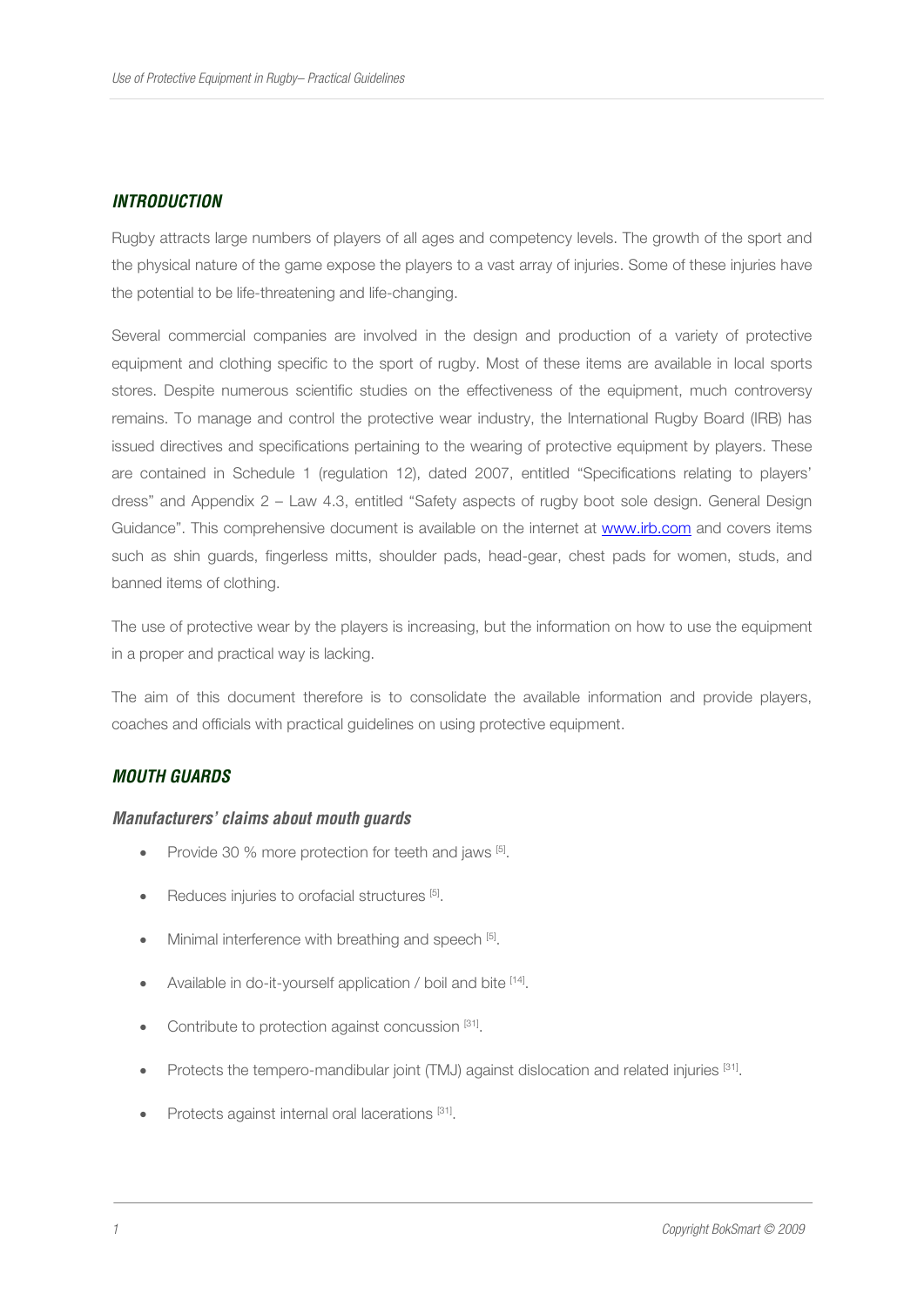## *INTRODUCTION*

Rugby attracts large numbers of players of all ages and competency levels. The growth of the sport and the physical nature of the game expose the players to a vast array of injuries. Some of these injuries have the potential to be life-threatening and life-changing.

Several commercial companies are involved in the design and production of a variety of protective equipment and clothing specific to the sport of rugby. Most of these items are available in local sports stores. Despite numerous scientific studies on the effectiveness of the equipment, much controversy remains. To manage and control the protective wear industry, the International Rugby Board (IRB) has issued directives and specifications pertaining to the wearing of protective equipment by players. These are contained in Schedule 1 (regulation 12), dated 2007, entitled "Specifications relating to players' dress" and Appendix 2 – Law 4.3, entitled "Safety aspects of rugby boot sole design. General Design Guidance". This comprehensive document is available on the internet at www.irb.com and covers items such as shin guards, fingerless mitts, shoulder pads, head-gear, chest pads for women, studs, and banned items of clothing.

The use of protective wear by the players is increasing, but the information on how to use the equipment in a proper and practical way is lacking.

The aim of this document therefore is to consolidate the available information and provide players, coaches and officials with practical guidelines on using protective equipment.

## *MOUTH GUARDS*

### *Manufacturers' claims about mouth guards*

- Provide 30 % more protection for teeth and jaws [5].
- Reduces injuries to orofacial structures [5].
- Minimal interference with breathing and speech [5].
- Available in do-it-yourself application / boil and bite [14].
- Contribute to protection against concussion [31].
- Protects the tempero-mandibular joint (TMJ) against dislocation and related injuries [31].
- Protects against internal oral lacerations [31].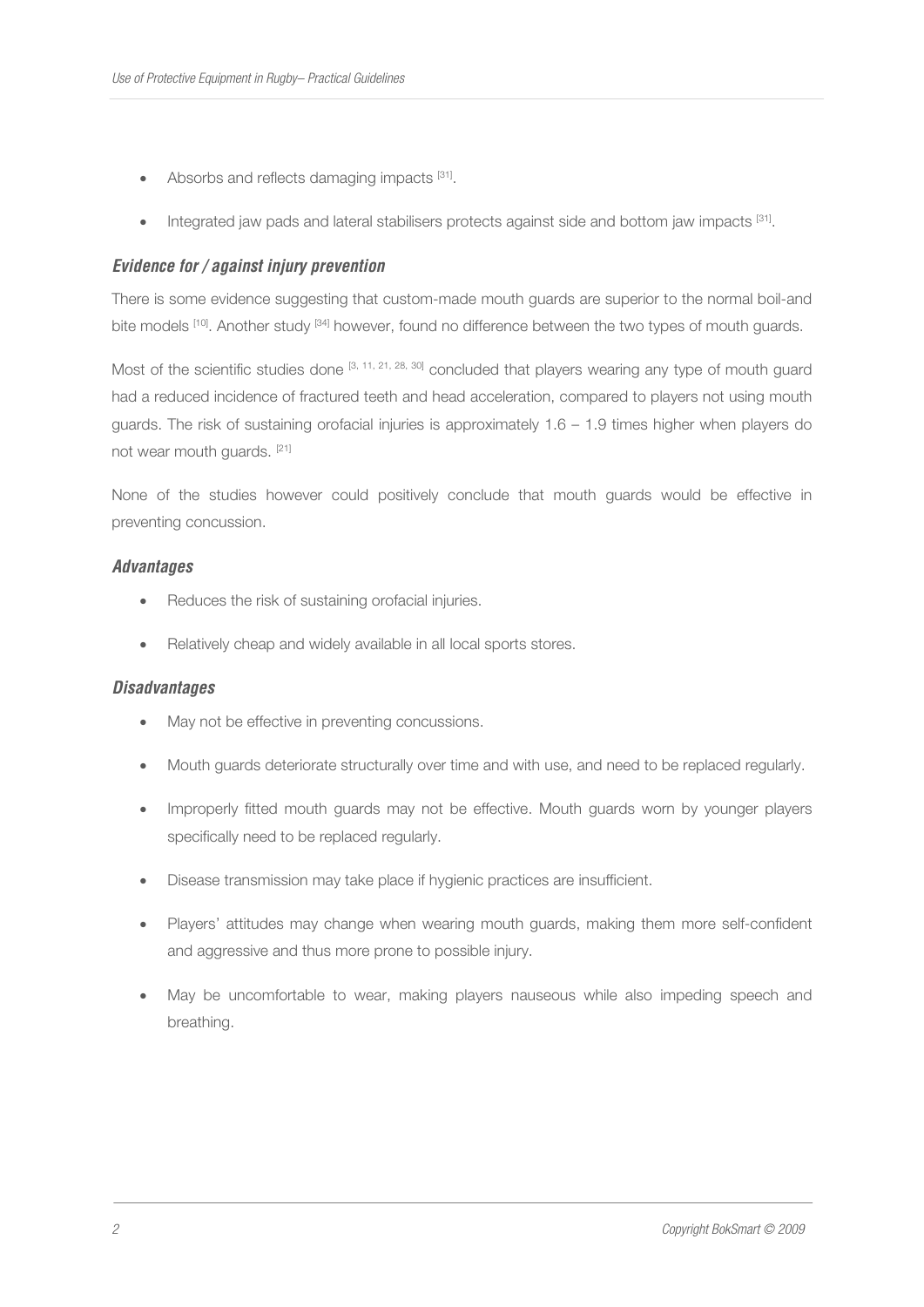- Absorbs and reflects damaging impacts [31].
- Integrated jaw pads and lateral stabilisers protects against side and bottom jaw impacts [31].

### *Evidence for / against injury prevention*

There is some evidence suggesting that custom-made mouth guards are superior to the normal boil-and bite models [10]. Another study [34] however, found no difference between the two types of mouth guards.

Most of the scientific studies done [3, 11, 21, 28, 30] concluded that players wearing any type of mouth guard had a reduced incidence of fractured teeth and head acceleration, compared to players not using mouth guards. The risk of sustaining orofacial injuries is approximately 1.6 – 1.9 times higher when players do not wear mouth guards. [21]

None of the studies however could positively conclude that mouth guards would be effective in preventing concussion.

### *Advantages*

- Reduces the risk of sustaining orofacial injuries.
- Relatively cheap and widely available in all local sports stores.

### *Disadvantages*

- May not be effective in preventing concussions.
- Mouth guards deteriorate structurally over time and with use, and need to be replaced regularly.
- Improperly fitted mouth guards may not be effective. Mouth guards worn by younger players specifically need to be replaced regularly.
- Disease transmission may take place if hygienic practices are insufficient.
- Players' attitudes may change when wearing mouth guards, making them more self-confident and aggressive and thus more prone to possible injury.
- May be uncomfortable to wear, making players nauseous while also impeding speech and breathing.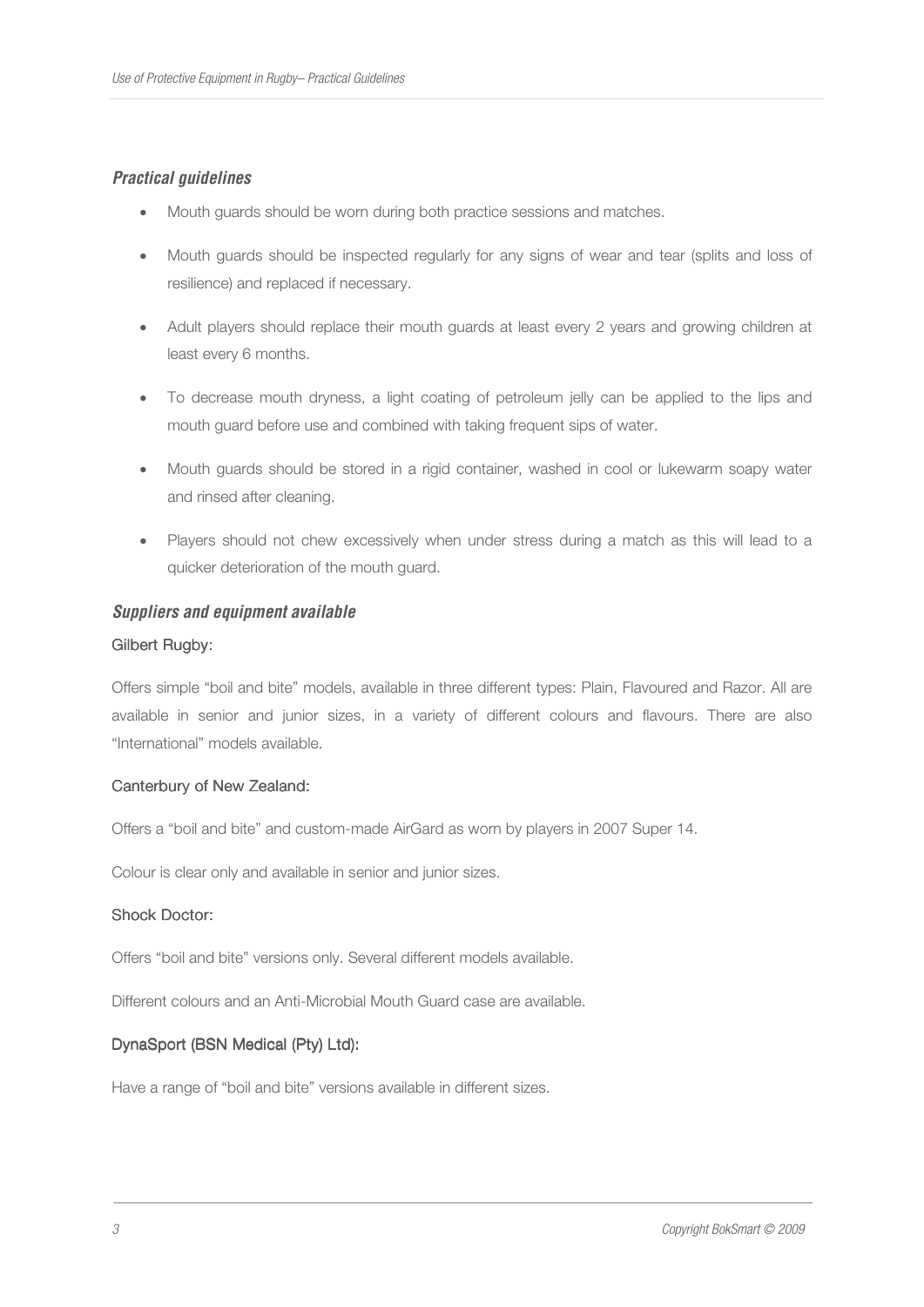### *Practical guidelines*

- Mouth guards should be worn during both practice sessions and matches.
- Mouth guards should be inspected regularly for any signs of wear and tear (splits and loss of resilience) and replaced if necessary.
- Adult players should replace their mouth guards at least every 2 years and growing children at least every 6 months.
- To decrease mouth dryness, a light coating of petroleum jelly can be applied to the lips and mouth guard before use and combined with taking frequent sips of water.
- Mouth guards should be stored in a rigid container, washed in cool or lukewarm soapy water and rinsed after cleaning.
- Players should not chew excessively when under stress during a match as this will lead to a quicker deterioration of the mouth guard.

### *Suppliers and equipment available*

#### Gilbert Rugby:

Offers simple "boil and bite" models, available in three different types: Plain, Flavoured and Razor. All are available in senior and junior sizes, in a variety of different colours and flavours. There are also "International" models available.

#### Canterbury of New Zealand:

Offers a "boil and bite" and custom-made AirGard as worn by players in 2007 Super 14.

Colour is clear only and available in senior and junior sizes.

#### Shock Doctor:

Offers "boil and bite" versions only. Several different models available.

Different colours and an Anti-Microbial Mouth Guard case are available.

#### DynaSport (BSN Medical (Pty) Ltd):

Have a range of "boil and bite" versions available in different sizes.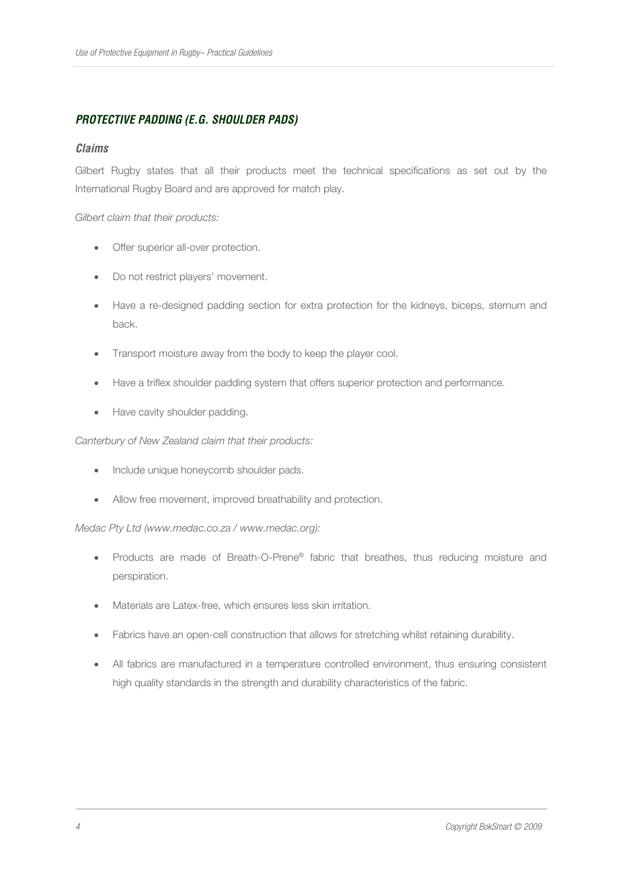## *PROTECTIVE PADDING (E.G. SHOULDER PADS)*

### *Claims*

Gilbert Rugby states that all their products meet the technical specifications as set out by the International Rugby Board and are approved for match play.

*Gilbert claim that their products:*

- Offer superior all-over protection.
- Do not restrict players' movement.
- Have a re-designed padding section for extra protection for the kidneys, biceps, sternum and back.
- Transport moisture away from the body to keep the player cool.
- Have a triflex shoulder padding system that offers superior protection and performance.
- Have cavity shoulder padding.

*Canterbury of New Zealand claim that their products:*

- Include unique honeycomb shoulder pads.
- Allow free movement, improved breathability and protection.

*Medac Pty Ltd (www.medac.co.za / www.medac.org):*

- Products are made of Breath-O-Prene® fabric that breathes, thus reducing moisture and perspiration.
- Materials are Latex-free, which ensures less skin irritation.
- Fabrics have an open-cell construction that allows for stretching whilst retaining durability.
- All fabrics are manufactured in a temperature controlled environment, thus ensuring consistent high quality standards in the strength and durability characteristics of the fabric.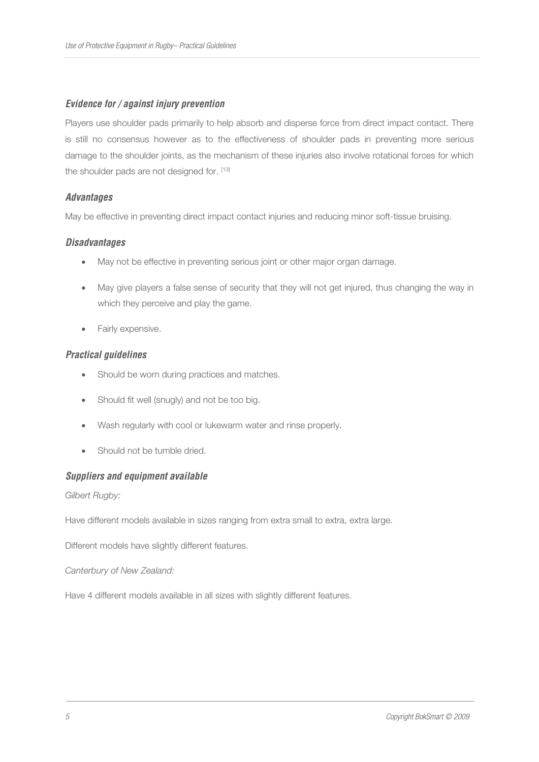#### *Evidence for / against injury prevention*

Players use shoulder pads primarily to help absorb and disperse force from direct impact contact. There is still no consensus however as to the effectiveness of shoulder pads in preventing more serious damage to the shoulder joints, as the mechanism of these injuries also involve rotational forces for which the shoulder pads are not designed for. [13]

#### *Advantages*

May be effective in preventing direct impact contact injuries and reducing minor soft-tissue bruising.

#### *Disadvantages*

- May not be effective in preventing serious joint or other major organ damage.
- May give players a false sense of security that they will not get injured, thus changing the way in which they perceive and play the game.
- Fairly expensive.

#### *Practical guidelines*

- Should be worn during practices and matches.
- Should fit well (snugly) and not be too big.
- Wash regularly with cool or lukewarm water and rinse properly.
- Should not be tumble dried.

#### *Suppliers and equipment available*

*Gilbert Rugby:*

Have different models available in sizes ranging from extra small to extra, extra large.

Different models have slightly different features.

*Canterbury of New Zealand:*

Have 4 different models available in all sizes with slightly different features.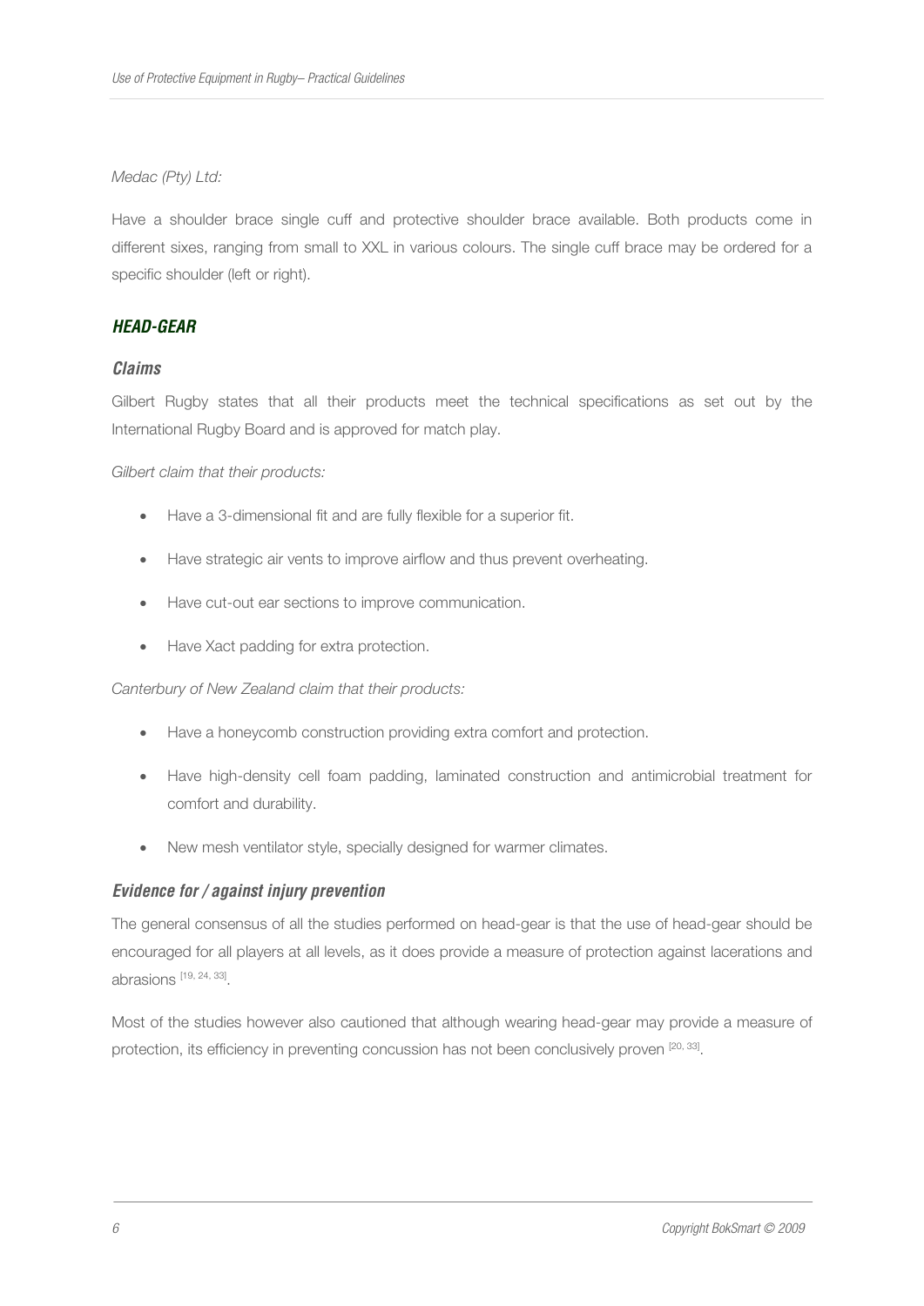*Medac (Pty) Ltd:*

Have a shoulder brace single cuff and protective shoulder brace available. Both products come in different sizes, ranging from small to XXL in various colours. The single cuff brace may be ordered for a specific shoulder (left or right).

## *HEAD-GEAR*

### *Claims*

Gilbert Rugby states that all their products meet the technical specifications as set out by the International Rugby Board and is approved for match play.

*Gilbert claim that their products:*

- Have a 3-dimensional fit and are fully flexible for a superior fit.
- Have strategic air vents to improve airflow and thus prevent overheating.
- Have cut-out ear sections to improve communication.
- Have Xact padding for extra protection.

*Canterbury of New Zealand claim that their products:*

- Have a honeycomb construction providing extra comfort and protection.
- Have high-density cell foam padding, laminated construction and antimicrobial treatment for comfort and durability.
- New mesh ventilator style, specially designed for warmer climates.

### *Evidence for / against injury prevention*

The general consensus of all the studies performed on head-gear is that the use of head-gear should be encouraged for all players at all levels, as it does provide a measure of protection against lacerations and abrasions [19, 24, 33].

Most of the studies however also cautioned that although wearing head-gear may provide a measure of protection, its efficiency in preventing concussion has not been conclusively proven [20, 33].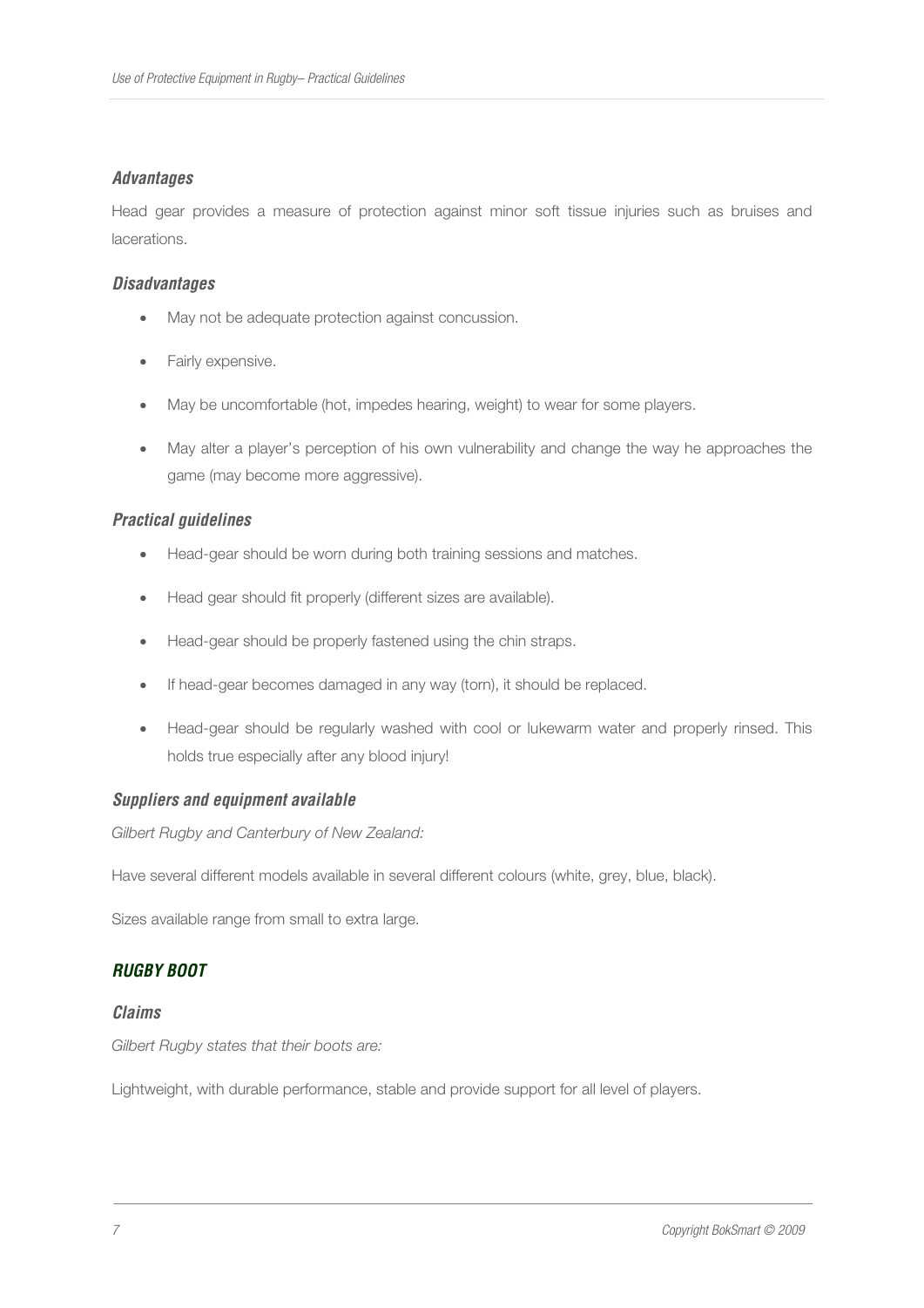### *Advantages*

Head gear provides a measure of protection against minor soft tissue injuries such as bruises and lacerations.

### *Disadvantages*

- May not be adequate protection against concussion.
- Fairly expensive.
- May be uncomfortable (hot, impedes hearing, weight) to wear for some players.
- May alter a player's perception of his own vulnerability and change the way he approaches the game (may become more aggressive).

### *Practical guidelines*

- Head-gear should be worn during both training sessions and matches.
- Head gear should fit properly (different sizes are available).
- Head-gear should be properly fastened using the chin straps.
- If head-gear becomes damaged in any way (torn), it should be replaced.
- Head-gear should be regularly washed with cool or lukewarm water and properly rinsed. This holds true especially after any blood injury!

### *Suppliers and equipment available*

*Gilbert Rugby and Canterbury of New Zealand:*

Have several different models available in several different colours (white, grey, blue, black).

Sizes available range from small to extra large.

## *RUGBY BOOT*

### *Claims*

*Gilbert Rugby states that their boots are:*

Lightweight, with durable performance, stable and provide support for all level of players.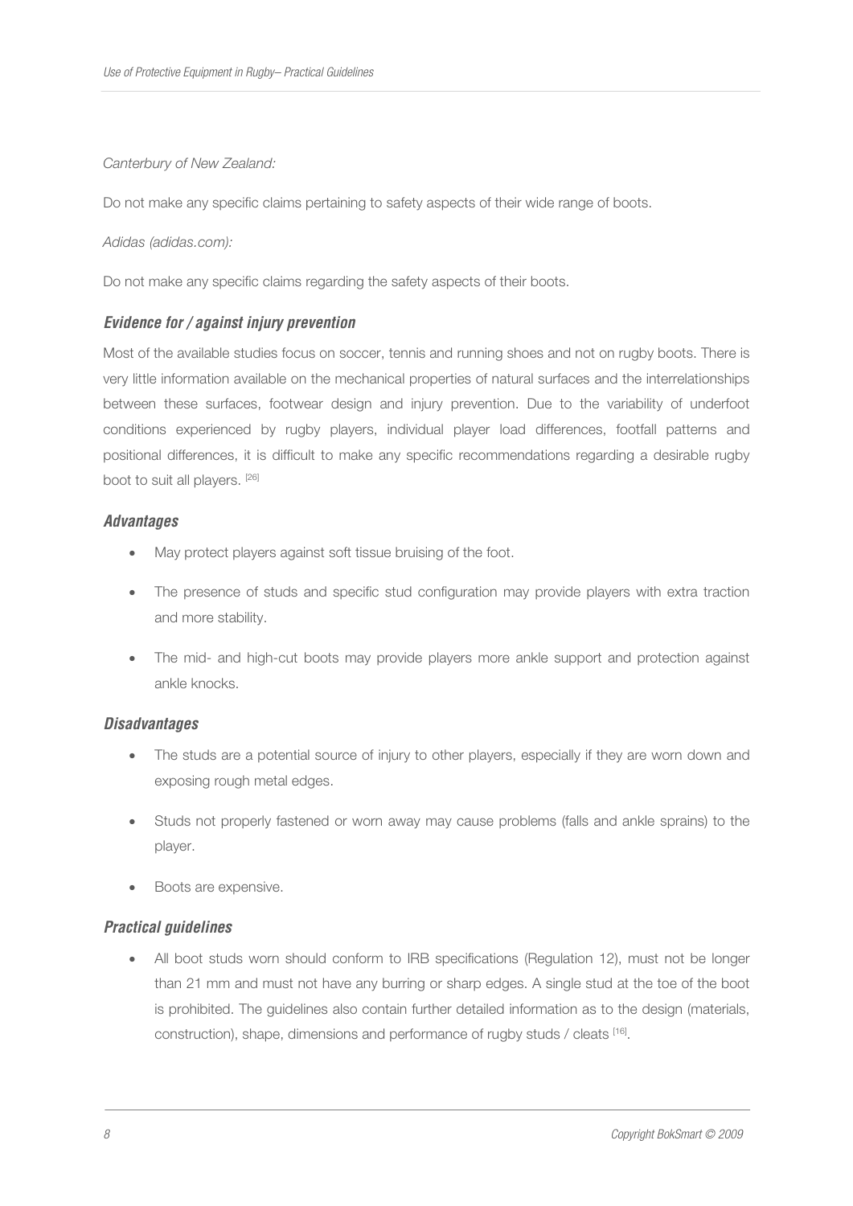*Canterbury of New Zealand:*

Do not make any specific claims pertaining to safety aspects of their wide range of boots.

*Adidas (adidas.com):*

Do not make any specific claims regarding the safety aspects of their boots.

### *Evidence for / against injury prevention*

Most of the available studies focus on soccer, tennis and running shoes and not on rugby boots. There is very little information available on the mechanical properties of natural surfaces and the interrelationships between these surfaces, footwear design and injury prevention. Due to the variability of underfoot conditions experienced by rugby players, individual player load differences, footfall patterns and positional differences, it is difficult to make any specific recommendations regarding a desirable rugby boot to suit all players. [26]

### *Advantages*

- May protect players against soft tissue bruising of the foot.
- The presence of studs and specific stud configuration may provide players with extra traction and more stability.
- The mid- and high-cut boots may provide players more ankle support and protection against ankle knocks.

### *Disadvantages*

- The studs are a potential source of injury to other players, especially if they are worn down and exposing rough metal edges.
- Studs not properly fastened or worn away may cause problems (falls and ankle sprains) to the player.
- Boots are expensive.

### *Practical guidelines*

- All boot studs worn should conform to IRB specifications (Regulation 12), must not be longer than 21 mm and must not have any burring or sharp edges. A single stud at the toe of the boot is prohibited. The guidelines also contain further detailed information as to the design (materials, construction), shape, dimensions and performance of rugby studs / cleats [16].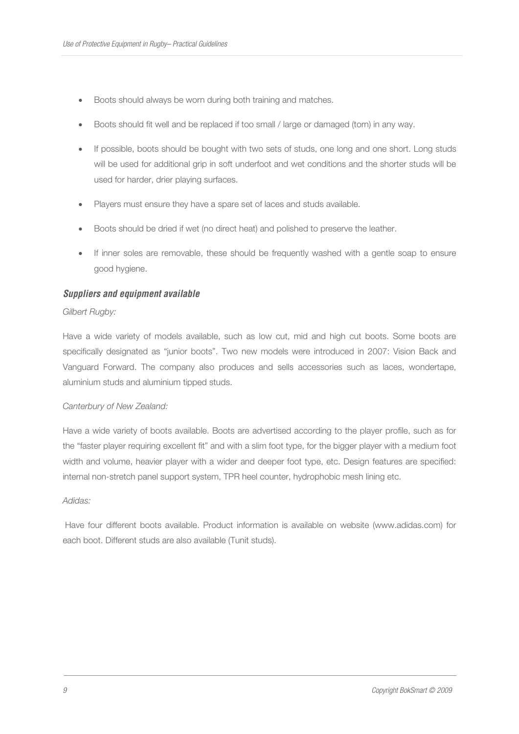- Boots should always be worn during both training and matches.
- Boots should fit well and be replaced if too small / large or damaged (torn) in any way.
- If possible, boots should be bought with two sets of studs, one long and one short. Long studs will be used for additional grip in soft underfoot and wet conditions and the shorter studs will be used for harder, drier playing surfaces.
- Players must ensure they have a spare set of laces and studs available.
- Boots should be dried if wet (no direct heat) and polished to preserve the leather.
- If inner soles are removable, these should be frequently washed with a gentle soap to ensure good hygiene.

### *Suppliers and equipment available*

*Gilbert Rugby:*

Have a wide variety of models available, such as low cut, mid and high cut boots. Some boots are specifically designated as "junior boots". Two new models were introduced in 2007: Vision Back and Vanguard Forward. The company also produces and sells accessories such as laces, wondertape, aluminium studs and aluminium tipped studs.

*Canterbury of New Zealand:*

Have a wide variety of boots available. Boots are advertised according to the player profile, such as for the "faster player requiring excellent fit" and with a slim foot type, for the bigger player with a medium foot width and volume, heavier player with a wider and deeper foot type, etc. Design features are specified: internal non-stretch panel support system, TPR heel counter, hydrophobic mesh lining etc.

*Adidas:*

Have four different boots available. Product information is available on website (www.adidas.com) for each boot. Different studs are also available (Tunit studs).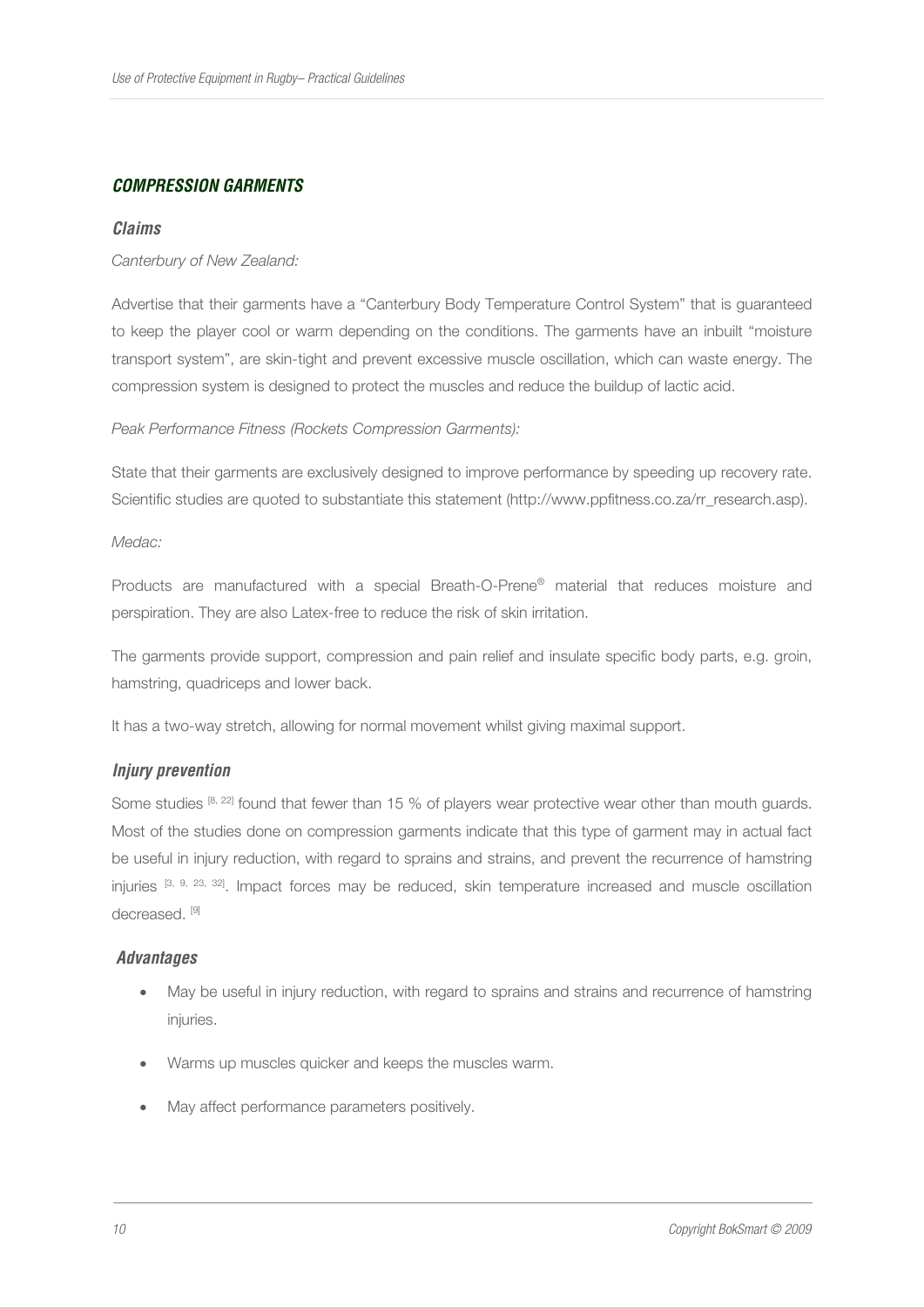## COMPRESSION GARMENTS

### Claims

*Canterbury of New Zealand:*

Advertise that their garments have a "Canterbury Body Temperature Control System" that is guaranteed to keep the player cool or warm depending on the conditions. The garments have an inbuilt "moisture transport system", are skin-tight and prevent excessive muscle oscillation, which can waste energy. The compression system is designed to protect the muscles and reduce the buildup of lactic acid.

*Peak Performance Fitness (Rockets Compression Garments):*

State that their garments are exclusively designed to improve performance by speeding up recovery rate. Scientific studies are quoted to substantiate this statement (http://www.ppfitness.co.za/rr_research.asp).

*Medac:*

Products are manufactured with a special Breath-O-Prene® material that reduces moisture and perspiration. They are also Latex-free to reduce the risk of skin irritation.

The garments provide support, compression and pain relief and insulate specific body parts, e.g. groin, hamstring, quadriceps and lower back.

It has a two-way stretch, allowing for normal movement whilst giving maximal support.

### Injury prevention

Some studies [8, 22] found that fewer than 15 % of players wear protective wear other than mouth guards. Most of the studies done on compression garments indicate that this type of garment may in actual fact be useful in injury reduction, with regard to sprains and strains, and prevent the recurrence of hamstring injuries [3, 9, 23, 32]. Impact forces may be reduced, skin temperature increased and muscle oscillation decreased. [9]

### Advantages

- May be useful in injury reduction, with regard to sprains and strains and recurrence of hamstring injuries.
- Warms up muscles quicker and keeps the muscles warm.
- May affect performance parameters positively.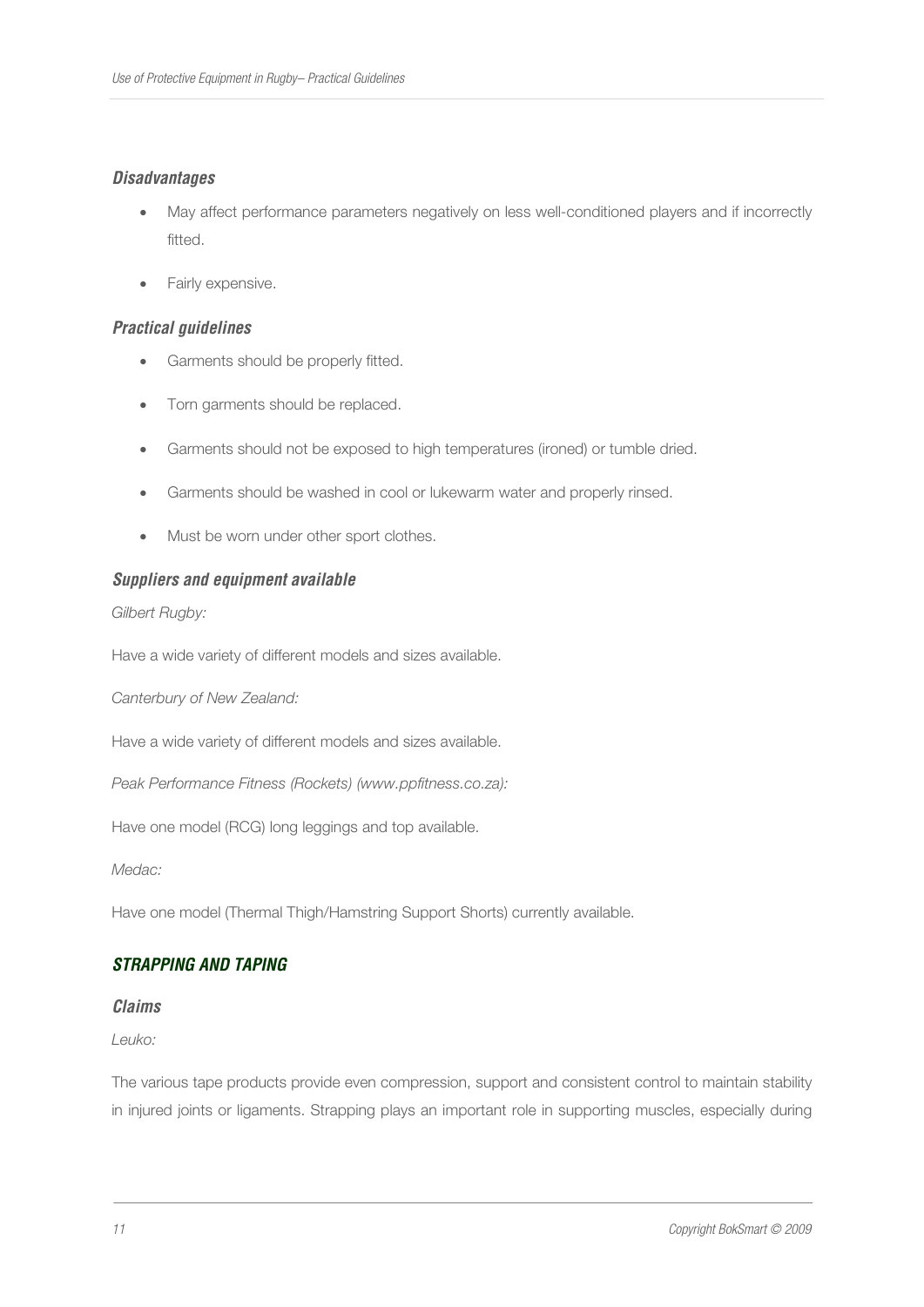### *Disadvantages*

- May affect performance parameters negatively on less well-conditioned players and if incorrectly fitted.
- Fairly expensive.

### *Practical guidelines*

- Garments should be properly fitted.
- Torn garments should be replaced.
- Garments should not be exposed to high temperatures (ironed) or tumble dried.
- Garments should be washed in cool or lukewarm water and properly rinsed.
- Must be worn under other sport clothes.

### *Suppliers and equipment available*

*Gilbert Rugby:*

Have a wide variety of different models and sizes available.

*Canterbury of New Zealand:*

Have a wide variety of different models and sizes available.

*Peak Performance Fitness (Rockets) (www.ppfitness.co.za):*

Have one model (RCG) long leggings and top available.

*Medac:*

Have one model (Thermal Thigh/Hamstring Support Shorts) currently available.

## *STRAPPING AND TAPING*

### *Claims*

*Leuko:*

The various tape products provide even compression, support and consistent control to maintain stability in injured joints or ligaments. Strapping plays an important role in supporting muscles, especially during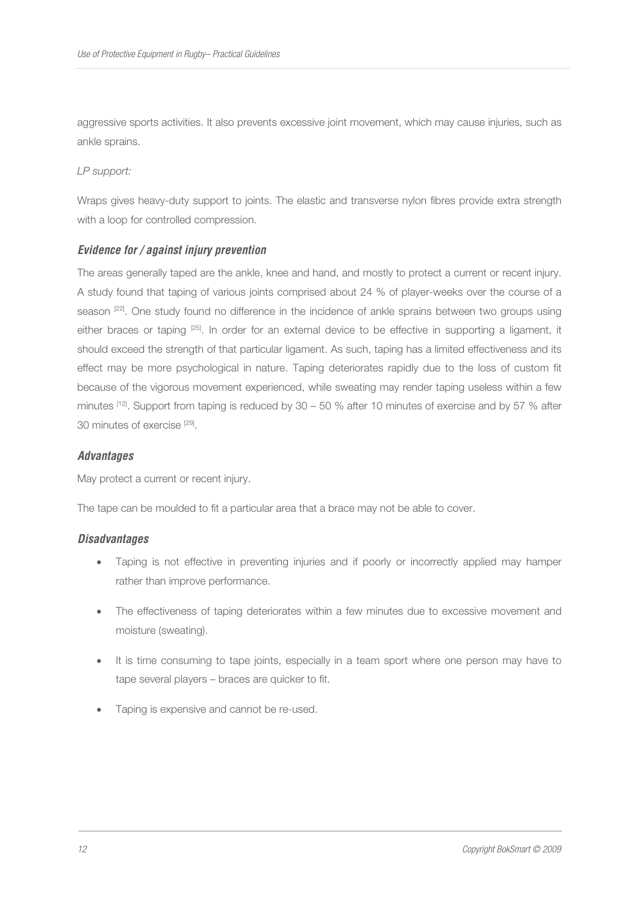aggressive sports activities. It also prevents excessive joint movement, which may cause injuries, such as ankle sprains.

*LP support:*

Wraps gives heavy-duty support to joints. The elastic and transverse nylon fibres provide extra strength with a loop for controlled compression.

### *Evidence for / against injury prevention*

The areas generally taped are the ankle, knee and hand, and mostly to protect a current or recent injury. A study found that taping of various joints comprised about 24 % of player-weeks over the course of a season [22]. One study found no difference in the incidence of ankle sprains between two groups using either braces or taping [25]. In order for an external device to be effective in supporting a ligament, it should exceed the strength of that particular ligament. As such, taping has a limited effectiveness and its effect may be more psychological in nature. Taping deteriorates rapidly due to the loss of custom fit because of the vigorous movement experienced, while sweating may render taping useless within a few minutes [12]. Support from taping is reduced by 30 – 50 % after 10 minutes of exercise and by 57 % after 30 minutes of exercise [29].

### *Advantages*

May protect a current or recent injury.

The tape can be moulded to fit a particular area that a brace may not be able to cover.

### *Disadvantages*

- Taping is not effective in preventing injuries and if poorly or incorrectly applied may hamper rather than improve performance.
- The effectiveness of taping deteriorates within a few minutes due to excessive movement and moisture (sweating).
- It is time consuming to tape joints, especially in a team sport where one person may have to tape several players – braces are quicker to fit.
- Taping is expensive and cannot be re-used.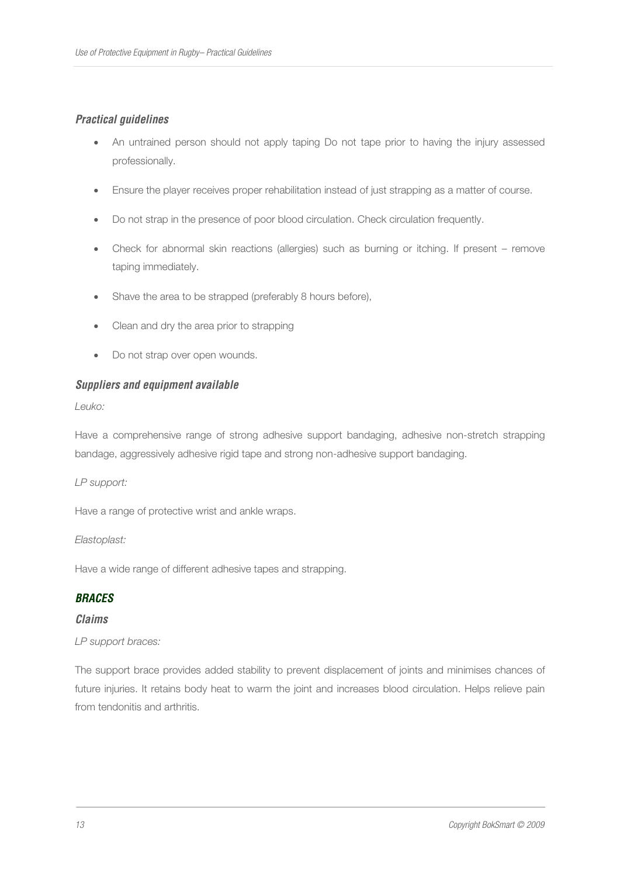### *Practical guidelines*

- An untrained person should not apply taping Do not tape prior to having the injury assessed professionally.
- Ensure the player receives proper rehabilitation instead of just strapping as a matter of course.
- Do not strap in the presence of poor blood circulation. Check circulation frequently.
- Check for abnormal skin reactions (allergies) such as burning or itching. If present – remove taping immediately.
- Shave the area to be strapped (preferably 8 hours before),
- Clean and dry the area prior to strapping
- Do not strap over open wounds.

### *Suppliers and equipment available*

*Leuko:*

Have a comprehensive range of strong adhesive support bandaging, adhesive non-stretch strapping bandage, aggressively adhesive rigid tape and strong non-adhesive support bandaging.

*LP support:*

Have a range of protective wrist and ankle wraps.

*Elastoplast:*

Have a wide range of different adhesive tapes and strapping.

## *BRACES*

### *Claims*

*LP support braces:*

The support brace provides added stability to prevent displacement of joints and minimises chances of future injuries. It retains body heat to warm the joint and increases blood circulation. Helps relieve pain from tendonitis and arthritis.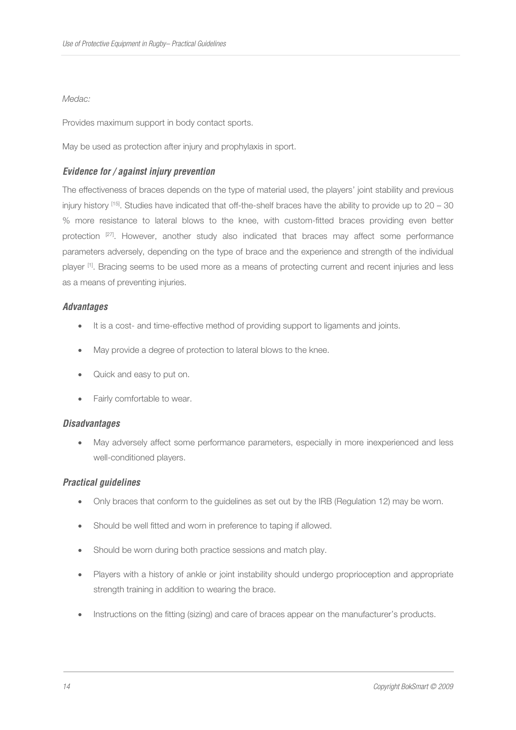*Medac:*

Provides maximum support in body contact sports.

May be used as protection after injury and prophylaxis in sport.

### *Evidence for / against injury prevention*

The effectiveness of braces depends on the type of material used, the players' joint stability and previous injury history [15]. Studies have indicated that off-the-shelf braces have the ability to provide up to 20 – 30 % more resistance to lateral blows to the knee, with custom-fitted braces providing even better protection [27]. However, another study also indicated that braces may affect some performance parameters adversely, depending on the type of brace and the experience and strength of the individual player [1]. Bracing seems to be used more as a means of protecting current and recent injuries and less as a means of preventing injuries.

### *Advantages*

- It is a cost- and time-effective method of providing support to ligaments and joints.
- May provide a degree of protection to lateral blows to the knee.
- Quick and easy to put on.
- Fairly comfortable to wear.

### *Disadvantages*

- May adversely affect some performance parameters, especially in more inexperienced and less well-conditioned players.

### *Practical guidelines*

- Only braces that conform to the guidelines as set out by the IRB (Regulation 12) may be worn.
- Should be well fitted and worn in preference to taping if allowed.
- Should be worn during both practice sessions and match play.
- Players with a history of ankle or joint instability should undergo proprioception and appropriate strength training in addition to wearing the brace.
- Instructions on the fitting (sizing) and care of braces appear on the manufacturer's products.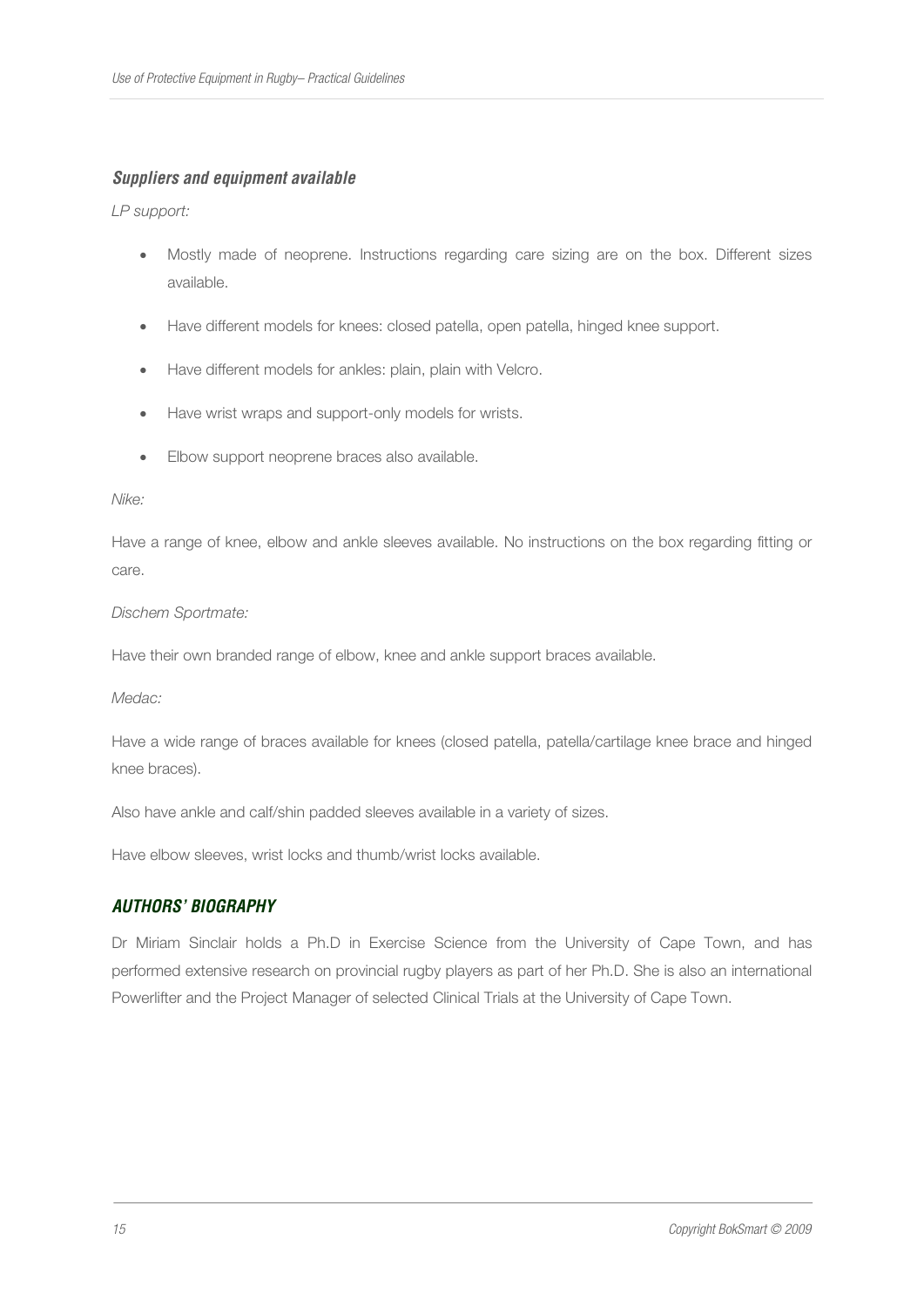### *Suppliers and equipment available*

*LP support:*

- Mostly made of neoprene. Instructions regarding care sizing are on the box. Different sizes available.
- Have different models for knees: closed patella, open patella, hinged knee support.
- Have different models for ankles: plain, plain with Velcro.
- Have wrist wraps and support-only models for wrists.
- Elbow support neoprene braces also available.

*Nike:*

Have a range of knee, elbow and ankle sleeves available. No instructions on the box regarding fitting or care.

*Dischem Sportmate:*

Have their own branded range of elbow, knee and ankle support braces available.

*Medac:*

Have a wide range of braces available for knees (closed patella, patella/cartilage knee brace and hinged knee braces).

Also have ankle and calf/shin padded sleeves available in a variety of sizes.

Have elbow sleeves, wrist locks and thumb/wrist locks available.

## *AUTHORS' BIOGRAPHY*

Dr Miriam Sinclair holds a Ph.D in Exercise Science from the University of Cape Town, and has performed extensive research on provincial rugby players as part of her Ph.D. She is also an international Powerlifter and the Project Manager of selected Clinical Trials at the University of Cape Town.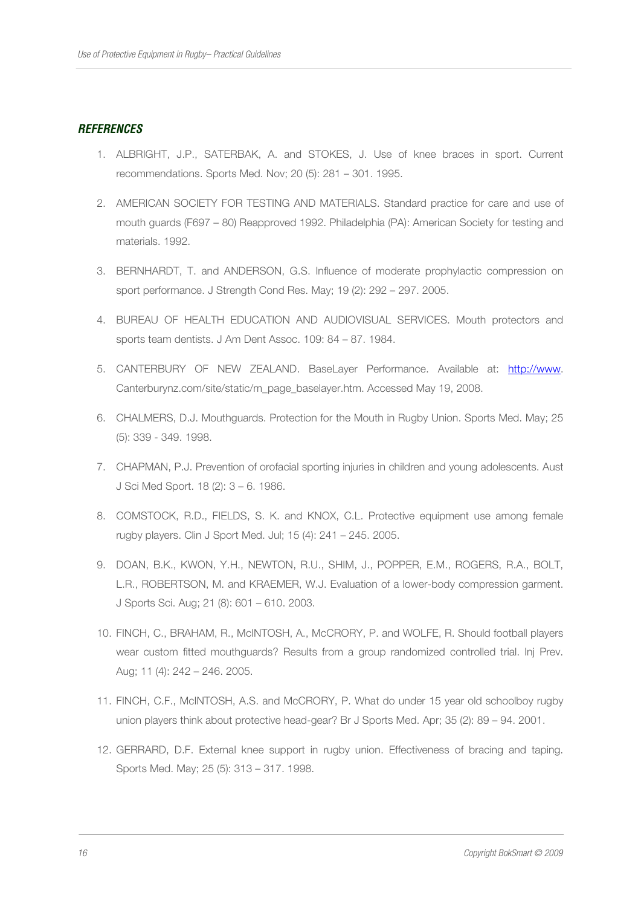## REFERENCES

1. ALBRIGHT, J.P., SATERBAK, A. and STOKES, J. Use of knee braces in sport. Current recommendations. Sports Med. Nov; 20 (5): 281 – 301. 1995.
2. AMERICAN SOCIETY FOR TESTING AND MATERIALS. Standard practice for care and use of mouth guards (F697 – 80) Reapproved 1992. Philadelphia (PA): American Society for testing and materials. 1992.
3. BERNHARDT, T. and ANDERSON, G.S. Influence of moderate prophylactic compression on sport performance. J Strength Cond Res. May; 19 (2): 292 – 297. 2005.
4. BUREAU OF HEALTH EDUCATION AND AUDIOVISUAL SERVICES. Mouth protectors and sports team dentists. J Am Dent Assoc. 109: 84 – 87. 1984.
5. CANTERBURY OF NEW ZEALAND. BaseLayer Performance. Available at: http://www. Canterburynz.com/site/static/m_page_baselayer.htm. Accessed May 19, 2008.
6. CHALMERS, D.J. Mouthguards. Protection for the Mouth in Rugby Union. Sports Med. May; 25 (5): 339 - 349. 1998.
7. CHAPMAN, P.J. Prevention of orofacial sporting injuries in children and young adolescents. Aust J Sci Med Sport. 18 (2): 3 – 6. 1986.
8. COMSTOCK, R.D., FIELDS, S. K. and KNOX, C.L. Protective equipment use among female rugby players. Clin J Sport Med. Jul; 15 (4): 241 – 245. 2005.
9. DOAN, B.K., KWON, Y.H., NEWTON, R.U., SHIM, J., POPPER, E.M., ROGERS, R.A., BOLT, L.R., ROBERTSON, M. and KRAEMER, W.J. Evaluation of a lower-body compression garment. J Sports Sci. Aug; 21 (8): 601 – 610. 2003.
10. FINCH, C., BRAHAM, R., McINTOSH, A., McCRORY, P. and WOLFE, R. Should football players wear custom fitted mouthguards? Results from a group randomized controlled trial. Inj Prev. Aug; 11 (4): 242 – 246. 2005.
11. FINCH, C.F., McINTOSH, A.S. and McCRORY, P. What do under 15 year old schoolboy rugby union players think about protective head-gear? Br J Sports Med. Apr; 35 (2): 89 – 94. 2001.
12. GERRARD, D.F. External knee support in rugby union. Effectiveness of bracing and taping. Sports Med. May; 25 (5): 313 – 317. 1998.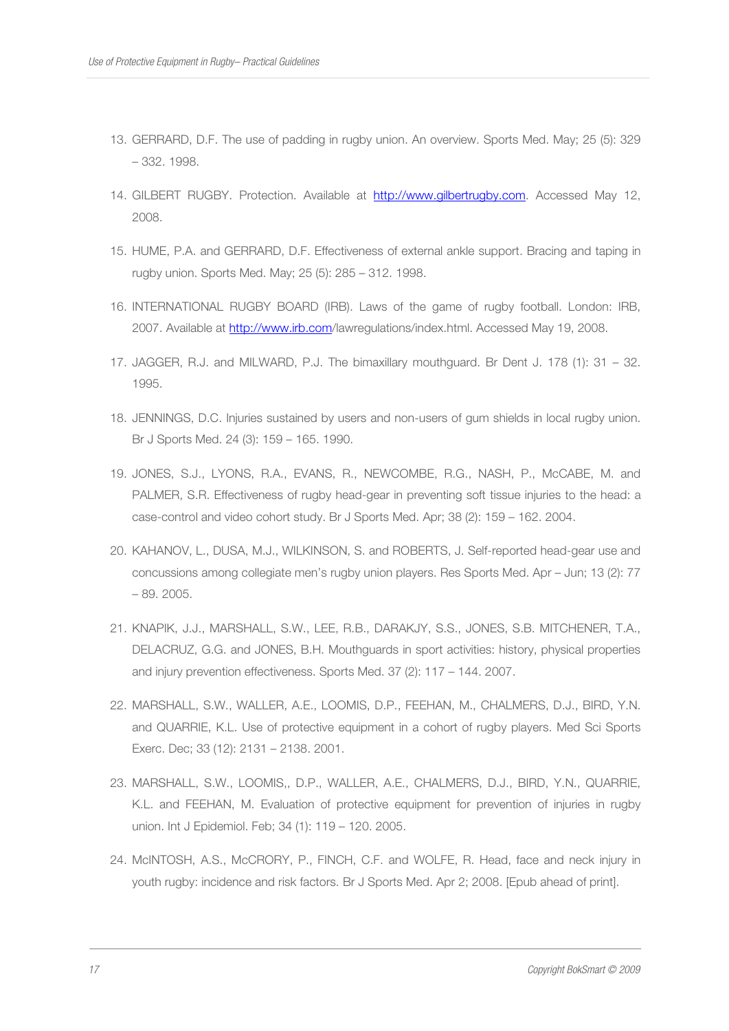13. GERRARD, D.F. The use of padding in rugby union. An overview. Sports Med. May; 25 (5): 329 – 332. 1998.

14. GILBERT RUGBY. Protection. Available at http://www.gilbertrugby.com. Accessed May 12, 2008.

15. HUME, P.A. and GERRARD, D.F. Effectiveness of external ankle support. Bracing and taping in rugby union. Sports Med. May; 25 (5): 285 – 312. 1998.

16. INTERNATIONAL RUGBY BOARD (IRB). Laws of the game of rugby football. London: IRB, 2007. Available at http://www.irb.com/lawregulations/index.html. Accessed May 19, 2008.

17. JAGGER, R.J. and MILWARD, P.J. The bimaxillary mouthguard. Br Dent J. 178 (1): 31 – 32. 1995.

18. JENNINGS, D.C. Injuries sustained by users and non-users of gum shields in local rugby union. Br J Sports Med. 24 (3): 159 – 165. 1990.

19. JONES, S.J., LYONS, R.A., EVANS, R., NEWCOMBE, R.G., NASH, P., McCABE, M. and PALMER, S.R. Effectiveness of rugby head-gear in preventing soft tissue injuries to the head: a case-control and video cohort study. Br J Sports Med. Apr; 38 (2): 159 – 162. 2004.

20. KAHANOV, L., DUSA, M.J., WILKINSON, S. and ROBERTS, J. Self-reported head-gear use and concussions among collegiate men's rugby union players. Res Sports Med. Apr – Jun; 13 (2): 77 – 89. 2005.

21. KNAPIK, J.J., MARSHALL, S.W., LEE, R.B., DARAKJY, S.S., JONES, S.B. MITCHENER, T.A., DELACRUZ, G.G. and JONES, B.H. Mouthguards in sport activities: history, physical properties and injury prevention effectiveness. Sports Med. 37 (2): 117 – 144. 2007.

22. MARSHALL, S.W., WALLER, A.E., LOOMIS, D.P., FEEHAN, M., CHALMERS, D.J., BIRD, Y.N. and QUARRIE, K.L. Use of protective equipment in a cohort of rugby players. Med Sci Sports Exerc. Dec; 33 (12): 2131 – 2138. 2001.

23. MARSHALL, S.W., LOOMIS,, D.P., WALLER, A.E., CHALMERS, D.J., BIRD, Y.N., QUARRIE, K.L. and FEEHAN, M. Evaluation of protective equipment for prevention of injuries in rugby union. Int J Epidemiol. Feb; 34 (1): 119 – 120. 2005.

24. McINTOSH, A.S., McCRORY, P., FINCH, C.F. and WOLFE, R. Head, face and neck injury in youth rugby: incidence and risk factors. Br J Sports Med. Apr 2; 2008. [Epub ahead of print].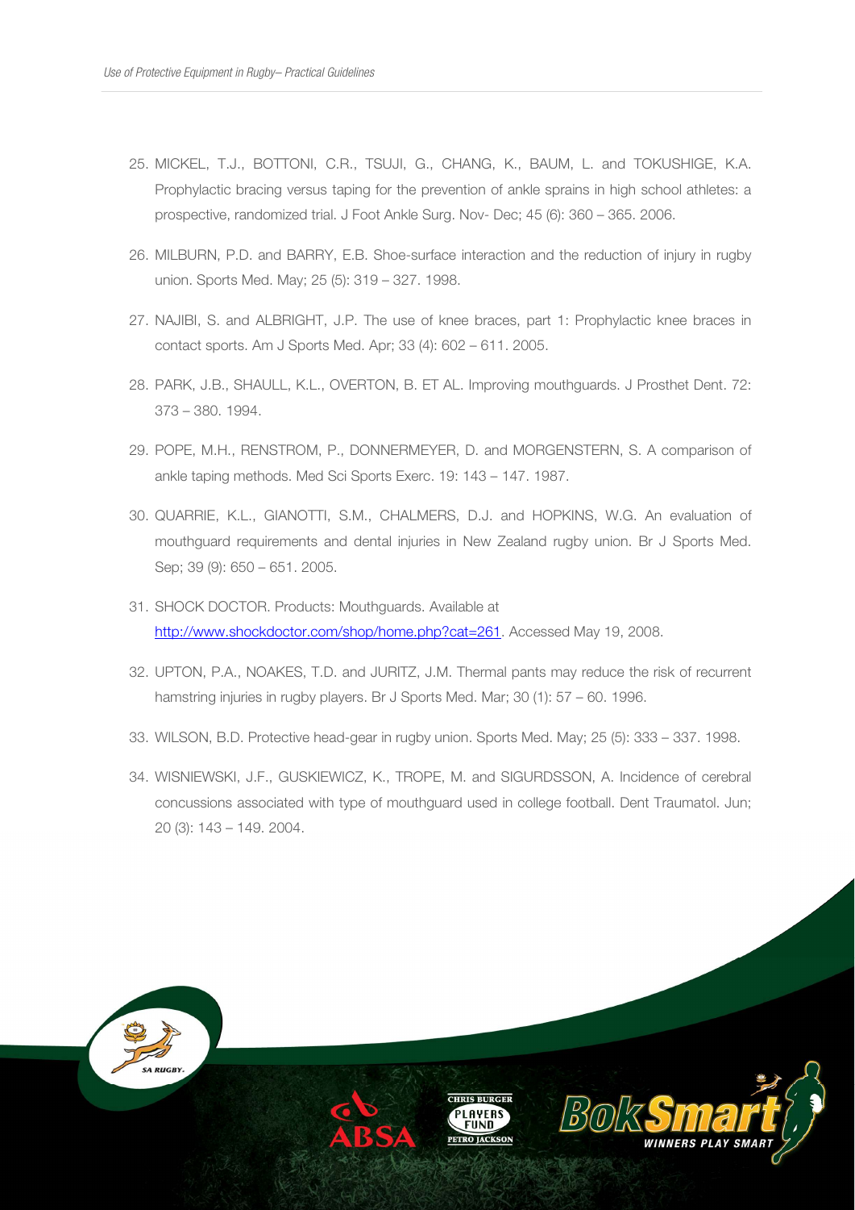25. MICKEL, T.J., BOTTONI, C.R., TSUJI, G., CHANG, K., BAUM, L. and TOKUSHIGE, K.A. Prophylactic bracing versus taping for the prevention of ankle sprains in high school athletes: a prospective, randomized trial. J Foot Ankle Surg. Nov- Dec; 45 (6): 360 – 365. 2006.

26. MILBURN, P.D. and BARRY, E.B. Shoe-surface interaction and the reduction of injury in rugby union. Sports Med. May; 25 (5): 319 – 327. 1998.

27. NAJIBI, S. and ALBRIGHT, J.P. The use of knee braces, part 1: Prophylactic knee braces in contact sports. Am J Sports Med. Apr; 33 (4): 602 – 611. 2005.

28. PARK, J.B., SHAULL, K.L., OVERTON, B. ET AL. Improving mouthguards. J Prosthet Dent. 72: 373 – 380. 1994.

29. POPE, M.H., RENSTROM, P., DONNERMEYER, D. and MORGENSTERN, S. A comparison of ankle taping methods. Med Sci Sports Exerc. 19: 143 – 147. 1987.

30. QUARRIE, K.L., GIANOTTI, S.M., CHALMERS, D.J. and HOPKINS, W.G. An evaluation of mouthguard requirements and dental injuries in New Zealand rugby union. Br J Sports Med. Sep; 39 (9): 650 – 651. 2005.

31. SHOCK DOCTOR. Products: Mouthguards. Available at http://www.shockdoctor.com/shop/home.php?cat=261. Accessed May 19, 2008.

32. UPTON, P.A., NOAKES, T.D. and JURITZ, J.M. Thermal pants may reduce the risk of recurrent hamstring injuries in rugby players. Br J Sports Med. Mar; 30 (1): 57 – 60. 1996.

33. WILSON, B.D. Protective head-gear in rugby union. Sports Med. May; 25 (5): 333 – 337. 1998.

34. WISNIEWSKI, J.F., GUSKIEWICZ, K., TROPE, M. and SIGURDSSON, A. Incidence of cerebral concussions associated with type of mouthguard used in college football. Dent Traumatol. Jun; 20 (3): 143 – 149. 2004.